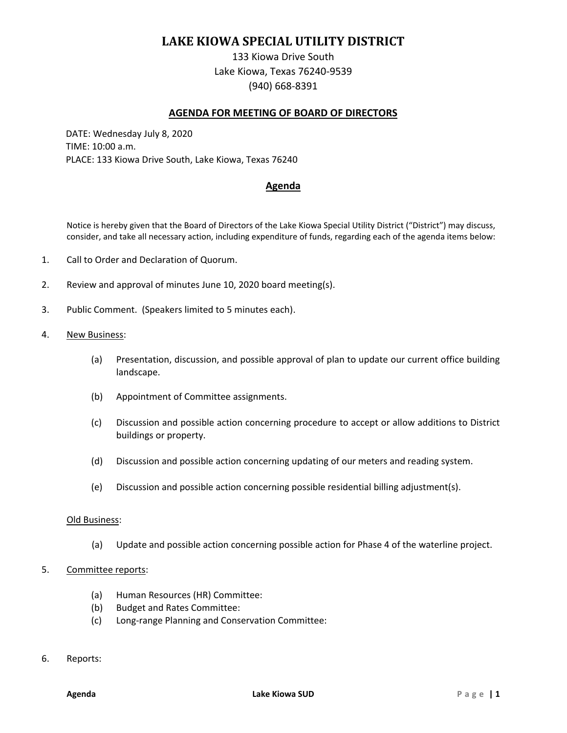# LAKE KIOWA SPECIAL UTILITY DISTRICT

133 Kiowa Drive South
Lake Kiowa, Texas 76240-9539
(940) 668-8391

## AGENDA FOR MEETING OF BOARD OF DIRECTORS

DATE: Wednesday July 8, 2020
TIME: 10:00 a.m.
PLACE: 133 Kiowa Drive South, Lake Kiowa, Texas 76240

## Agenda

Notice is hereby given that the Board of Directors of the Lake Kiowa Special Utility District ("District") may discuss, consider, and take all necessary action, including expenditure of funds, regarding each of the agenda items below:

1. Call to Order and Declaration of Quorum.

2. Review and approval of minutes June 10, 2020 board meeting(s).

3. Public Comment. (Speakers limited to 5 minutes each).

4. New Business:

   (a) Presentation, discussion, and possible approval of plan to update our current office building landscape.

   (b) Appointment of Committee assignments.

   (c) Discussion and possible action concerning procedure to accept or allow additions to District buildings or property.

   (d) Discussion and possible action concerning updating of our meters and reading system.

   (e) Discussion and possible action concerning possible residential billing adjustment(s).

   Old Business:

   (a) Update and possible action concerning possible action for Phase 4 of the waterline project.

5. Committee reports:

   (a) Human Resources (HR) Committee:
   (b) Budget and Rates Committee:
   (c) Long-range Planning and Conservation Committee:

6. Reports: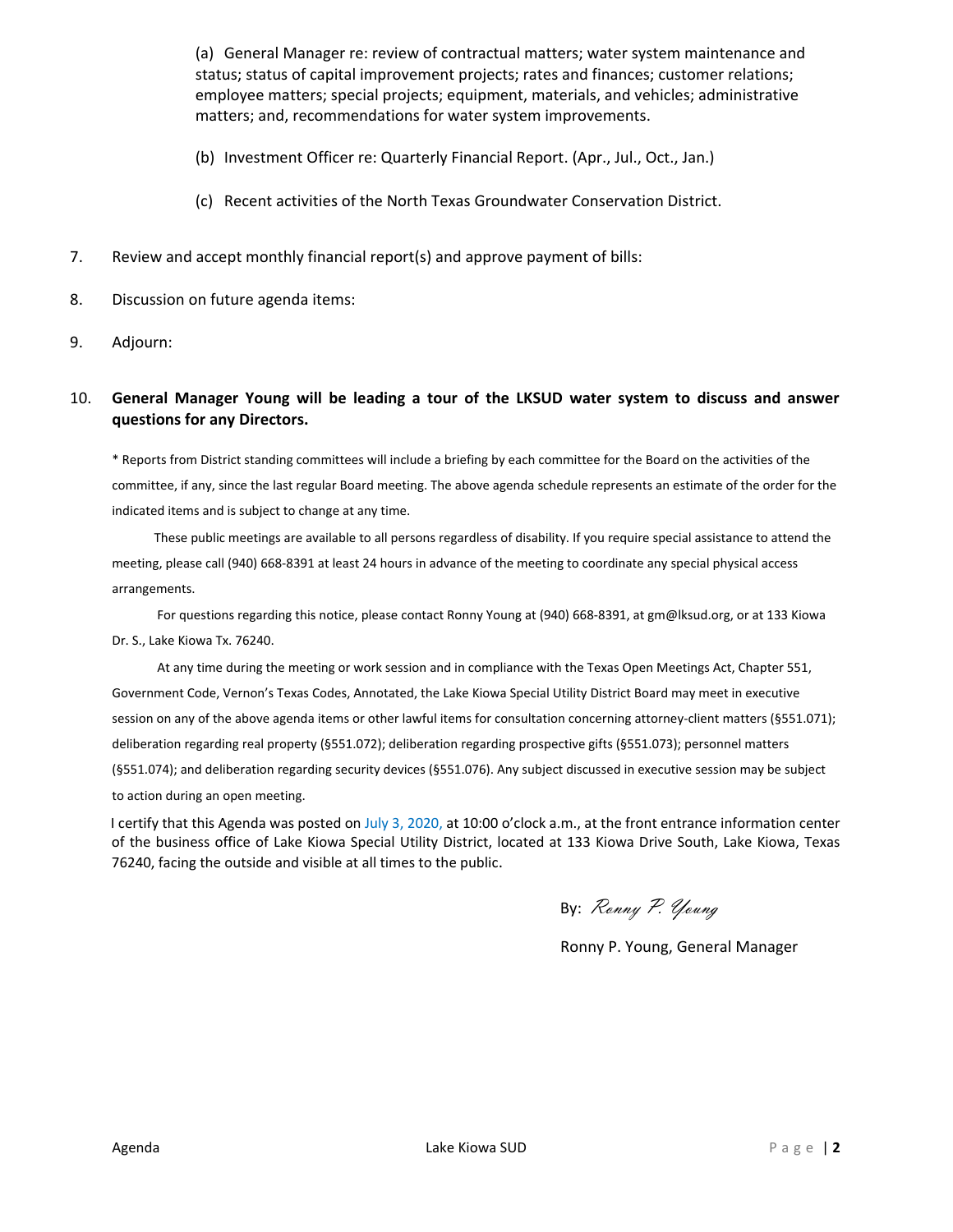(a) General Manager re: review of contractual matters; water system maintenance and status; status of capital improvement projects; rates and finances; customer relations; employee matters; special projects; equipment, materials, and vehicles; administrative matters; and, recommendations for water system improvements.

(b) Investment Officer re: Quarterly Financial Report. (Apr., Jul., Oct., Jan.)

(c) Recent activities of the North Texas Groundwater Conservation District.

7. Review and accept monthly financial report(s) and approve payment of bills:

8. Discussion on future agenda items:

9. Adjourn:

10. **General Manager Young will be leading a tour of the LKSUD water system to discuss and answer questions for any Directors.**

* Reports from District standing committees will include a briefing by each committee for the Board on the activities of the committee, if any, since the last regular Board meeting. The above agenda schedule represents an estimate of the order for the indicated items and is subject to change at any time.

These public meetings are available to all persons regardless of disability. If you require special assistance to attend the meeting, please call (940) 668-8391 at least 24 hours in advance of the meeting to coordinate any special physical access arrangements.

For questions regarding this notice, please contact Ronny Young at (940) 668-8391, at gm@lksud.org, or at 133 Kiowa Dr. S., Lake Kiowa Tx. 76240.

At any time during the meeting or work session and in compliance with the Texas Open Meetings Act, Chapter 551, Government Code, Vernon's Texas Codes, Annotated, the Lake Kiowa Special Utility District Board may meet in executive session on any of the above agenda items or other lawful items for consultation concerning attorney-client matters (§551.071); deliberation regarding real property (§551.072); deliberation regarding prospective gifts (§551.073); personnel matters (§551.074); and deliberation regarding security devices (§551.076). Any subject discussed in executive session may be subject to action during an open meeting.

I certify that this Agenda was posted on July 3, 2020, at 10:00 o'clock a.m., at the front entrance information center of the business office of Lake Kiowa Special Utility District, located at 133 Kiowa Drive South, Lake Kiowa, Texas 76240, facing the outside and visible at all times to the public.

By: *Ronny P. Young*

Ronny P. Young, General Manager